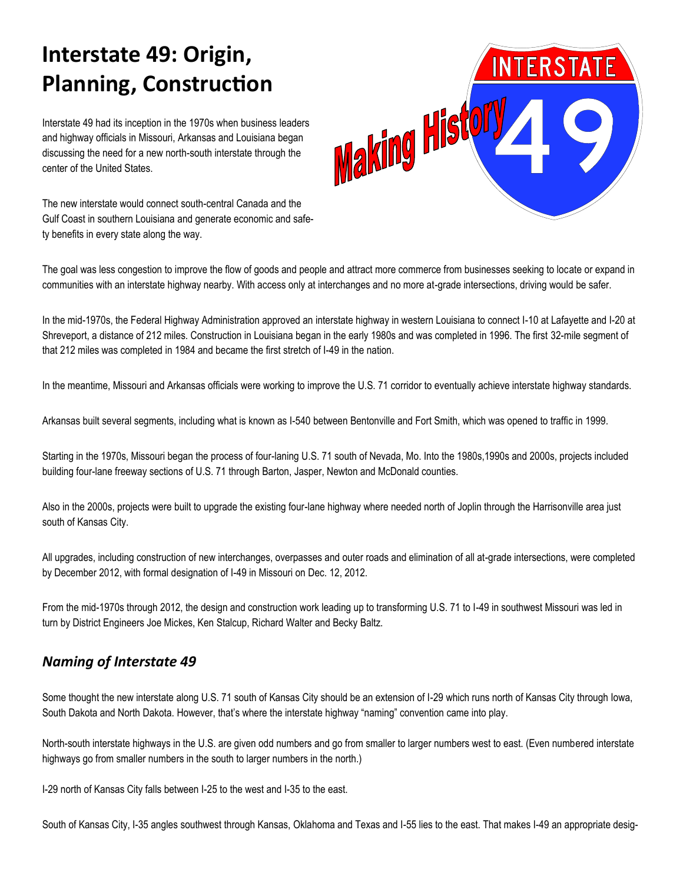# Interstate 49: Origin, Planning, Construction

Interstate 49 had its inception in the 1970s when business leaders and highway officials in Missouri, Arkansas and Louisiana began discussing the need for a new north-south interstate through the center of the United States.

The new interstate would connect south-central Canada and the Gulf Coast in southern Louisiana and generate economic and safety benefits in every state along the way.

The goal was less congestion to improve the flow of goods and people and attract more commerce from businesses seeking to locate or expand in communities with an interstate highway nearby. With access only at interchanges and no more at-grade intersections, driving would be safer.

In the mid-1970s, the Federal Highway Administration approved an interstate highway in western Louisiana to connect I-10 at Lafayette and I-20 at Shreveport, a distance of 212 miles. Construction in Louisiana began in the early 1980s and was completed in 1996. The first 32-mile segment of that 212 miles was completed in 1984 and became the first stretch of I-49 in the nation.

In the meantime, Missouri and Arkansas officials were working to improve the U.S. 71 corridor to eventually achieve interstate highway standards.

Arkansas built several segments, including what is known as I-540 between Bentonville and Fort Smith, which was opened to traffic in 1999.

Starting in the 1970s, Missouri began the process of four-laning U.S. 71 south of Nevada, Mo. Into the 1980s,1990s and 2000s, projects included building four-lane freeway sections of U.S. 71 through Barton, Jasper, Newton and McDonald counties.

Also in the 2000s, projects were built to upgrade the existing four-lane highway where needed north of Joplin through the Harrisonville area just south of Kansas City.

All upgrades, including construction of new interchanges, overpasses and outer roads and elimination of all at-grade intersections, were completed by December 2012, with formal designation of I-49 in Missouri on Dec. 12, 2012.

From the mid-1970s through 2012, the design and construction work leading up to transforming U.S. 71 to I-49 in southwest Missouri was led in turn by District Engineers Joe Mickes, Ken Stalcup, Richard Walter and Becky Baltz.

## *Naming of Interstate 49*

Some thought the new interstate along U.S. 71 south of Kansas City should be an extension of I-29 which runs north of Kansas City through Iowa, South Dakota and North Dakota. However, that's where the interstate highway "naming" convention came into play.

North-south interstate highways in the U.S. are given odd numbers and go from smaller to larger numbers west to east. (Even numbered interstate highways go from smaller numbers in the south to larger numbers in the north.)

I-29 north of Kansas City falls between I-25 to the west and I-35 to the east.

South of Kansas City, I-35 angles southwest through Kansas, Oklahoma and Texas and I-55 lies to the east. That makes I-49 an appropriate desig-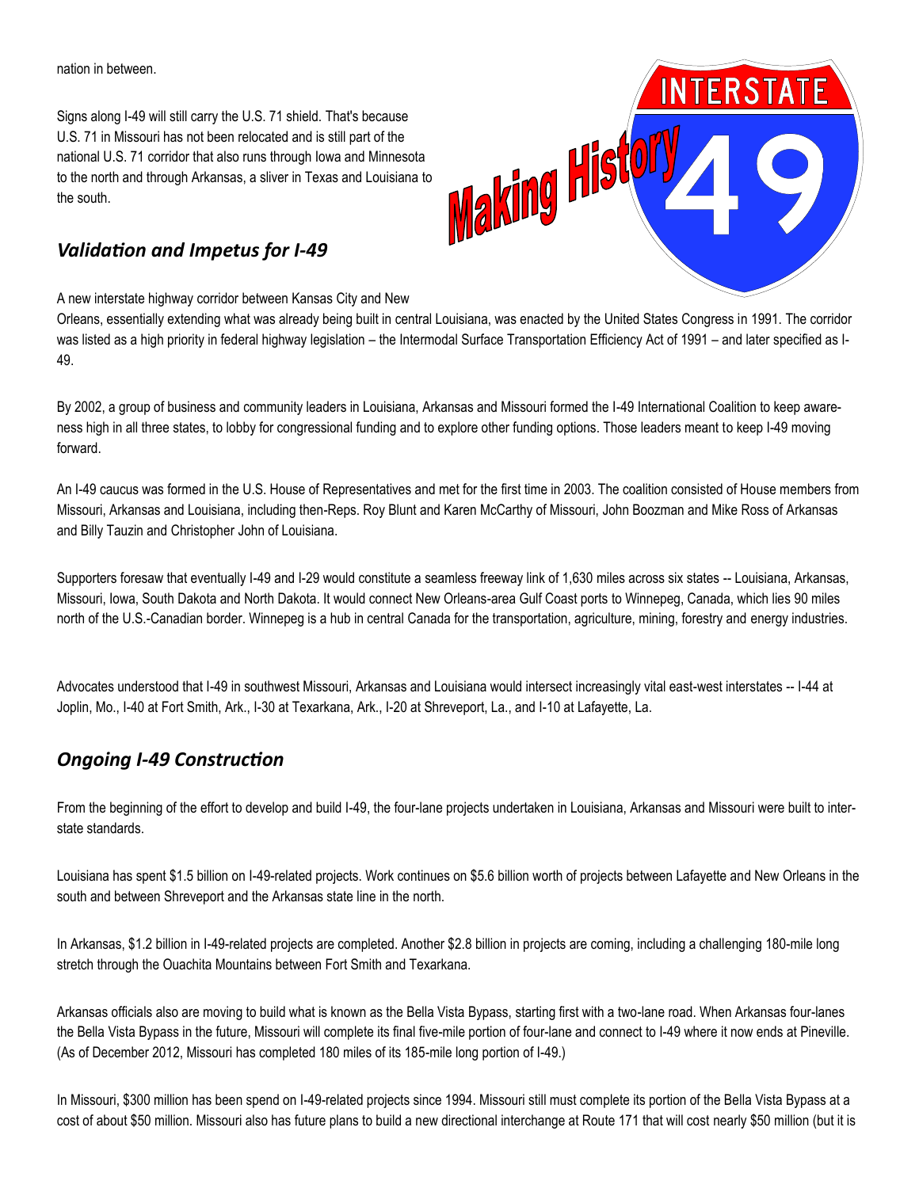nation in between.

Signs along I-49 will still carry the U.S. 71 shield. That's because U.S. 71 in Missouri has not been relocated and is still part of the national U.S. 71 corridor that also runs through Iowa and Minnesota to the north and through Arkansas, a sliver in Texas and Louisiana to the south.

### *Validation and Impetus for I-49*

A new interstate highway corridor between Kansas City and New Orleans, essentially extending what was already being built in central Louisiana, was enacted by the United States Congress in 1991. The corridor was listed as a high priority in federal highway legislation – the Intermodal Surface Transportation Efficiency Act of 1991 – and later specified as I-49.

By 2002, a group of business and community leaders in Louisiana, Arkansas and Missouri formed the I-49 International Coalition to keep awareness high in all three states, to lobby for congressional funding and to explore other funding options. Those leaders meant to keep I-49 moving forward.

An I-49 caucus was formed in the U.S. House of Representatives and met for the first time in 2003. The coalition consisted of House members from Missouri, Arkansas and Louisiana, including then-Reps. Roy Blunt and Karen McCarthy of Missouri, John Boozman and Mike Ross of Arkansas and Billy Tauzin and Christopher John of Louisiana.

Supporters foresaw that eventually I-49 and I-29 would constitute a seamless freeway link of 1,630 miles across six states -- Louisiana, Arkansas, Missouri, Iowa, South Dakota and North Dakota. It would connect New Orleans-area Gulf Coast ports to Winnepeg, Canada, which lies 90 miles north of the U.S.-Canadian border. Winnepeg is a hub in central Canada for the transportation, agriculture, mining, forestry and energy industries.

Advocates understood that I-49 in southwest Missouri, Arkansas and Louisiana would intersect increasingly vital east-west interstates -- I-44 at Joplin, Mo., I-40 at Fort Smith, Ark., I-30 at Texarkana, Ark., I-20 at Shreveport, La., and I-10 at Lafayette, La.

### *Ongoing I-49 Construction*

From the beginning of the effort to develop and build I-49, the four-lane projects undertaken in Louisiana, Arkansas and Missouri were built to interstate standards.

Louisiana has spent $1.5 billion on I-49-related projects. Work continues on $5.6 billion worth of projects between Lafayette and New Orleans in the south and between Shreveport and the Arkansas state line in the north.

In Arkansas, $1.2 billion in I-49-related projects are completed. Another $2.8 billion in projects are coming, including a challenging 180-mile long stretch through the Ouachita Mountains between Fort Smith and Texarkana.

Arkansas officials also are moving to build what is known as the Bella Vista Bypass, starting first with a two-lane road. When Arkansas four-lanes the Bella Vista Bypass in the future, Missouri will complete its final five-mile portion of four-lane and connect to I-49 where it now ends at Pineville. (As of December 2012, Missouri has completed 180 miles of its 185-mile long portion of I-49.)

In Missouri, $300 million has been spend on I-49-related projects since 1994. Missouri still must complete its portion of the Bella Vista Bypass at a cost of about $50 million. Missouri also has future plans to build a new directional interchange at Route 171 that will cost nearly $50 million (but it is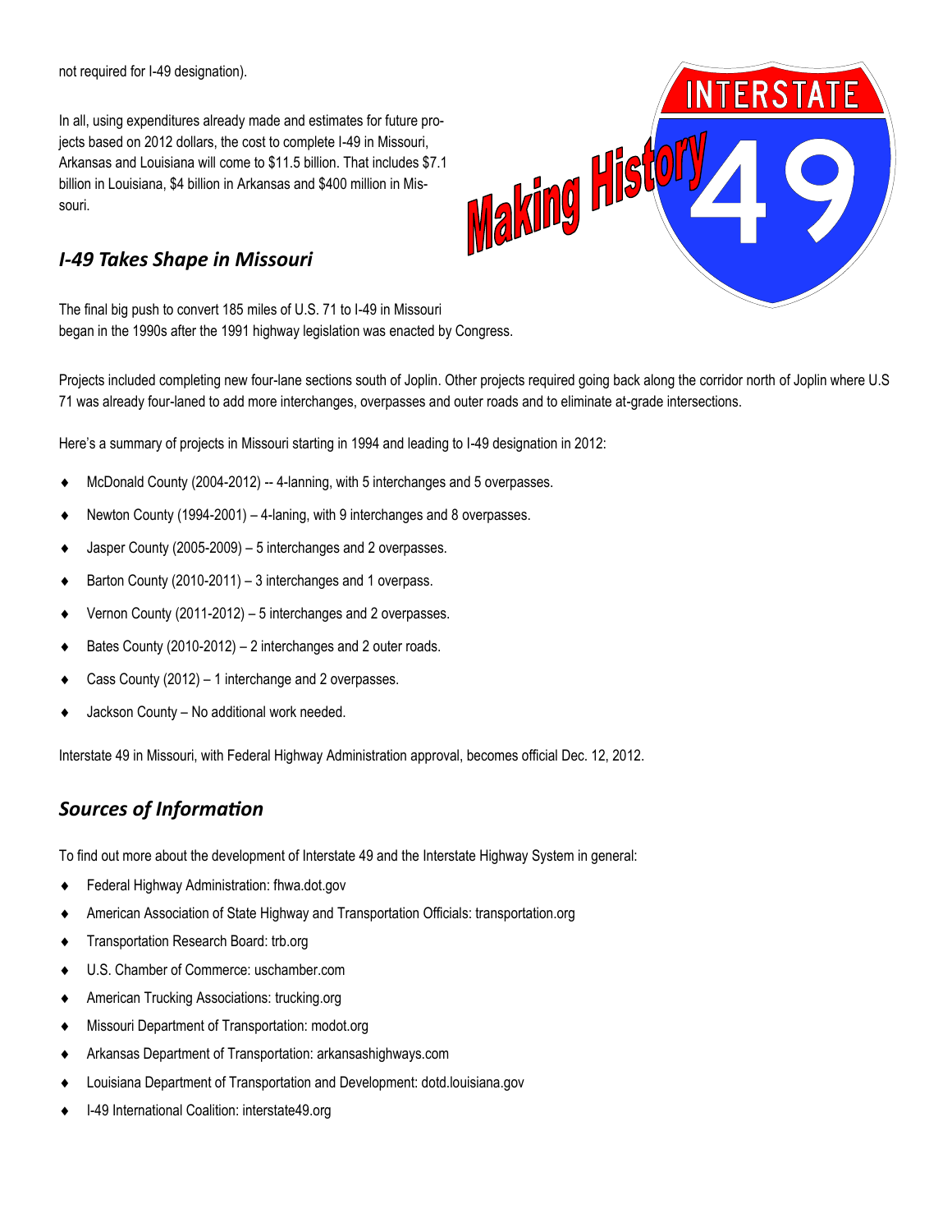not required for I-49 designation).

In all, using expenditures already made and estimates for future projects based on 2012 dollars, the cost to complete I-49 in Missouri, Arkansas and Louisiana will come to $11.5 billion. That includes $7.1 billion in Louisiana, $4 billion in Arkansas and $400 million in Missouri.

## *I-49 Takes Shape in Missouri*

The final big push to convert 185 miles of U.S. 71 to I-49 in Missouri began in the 1990s after the 1991 highway legislation was enacted by Congress.

Projects included completing new four-lane sections south of Joplin. Other projects required going back along the corridor north of Joplin where U.S 71 was already four-laned to add more interchanges, overpasses and outer roads and to eliminate at-grade intersections.

Here's a summary of projects in Missouri starting in 1994 and leading to I-49 designation in 2012:

- McDonald County (2004-2012) -- 4-lanning, with 5 interchanges and 5 overpasses.
- Newton County (1994-2001) – 4-laning, with 9 interchanges and 8 overpasses.
- Jasper County (2005-2009) – 5 interchanges and 2 overpasses.
- Barton County (2010-2011) – 3 interchanges and 1 overpass.
- Vernon County (2011-2012) – 5 interchanges and 2 overpasses.
- Bates County (2010-2012) – 2 interchanges and 2 outer roads.
- Cass County (2012) – 1 interchange and 2 overpasses.
- Jackson County – No additional work needed.

Interstate 49 in Missouri, with Federal Highway Administration approval, becomes official Dec. 12, 2012.

## *Sources of Information*

To find out more about the development of Interstate 49 and the Interstate Highway System in general:

- Federal Highway Administration: fhwa.dot.gov
- American Association of State Highway and Transportation Officials: transportation.org
- Transportation Research Board: trb.org
- U.S. Chamber of Commerce: uschamber.com
- American Trucking Associations: trucking.org
- Missouri Department of Transportation: modot.org
- Arkansas Department of Transportation: arkansashighways.com
- Louisiana Department of Transportation and Development: dotd.louisiana.gov
- I-49 International Coalition: interstate49.org